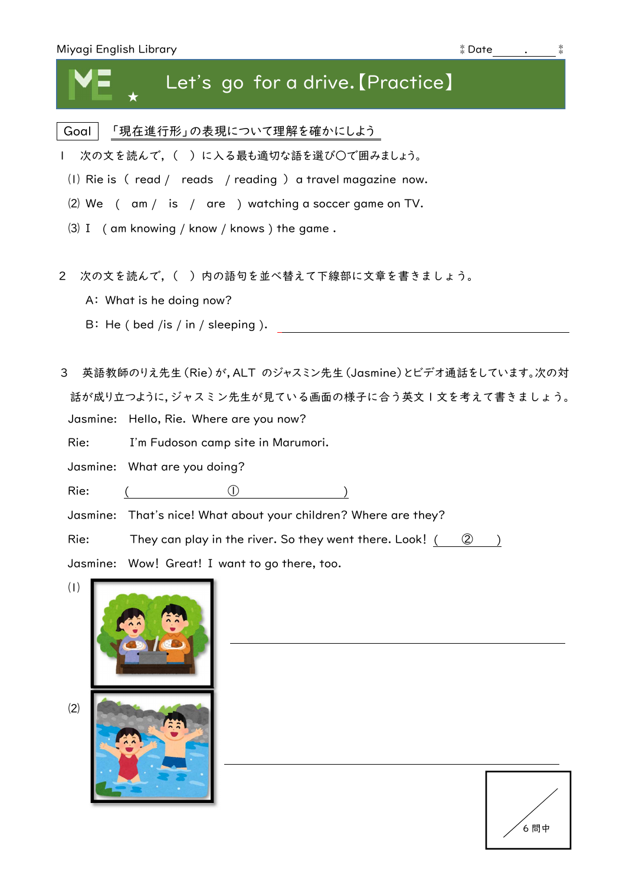Miyagi English Library　　　　　　　　　　　　　　　　　　Date ＿＿＿.＿＿＿

# Let's go for a drive.【Practice】

Goal　「現在進行形」の表現について理解を確かにしよう

1　次の文を読んで，（　）に入る最も適切な語を選び〇で囲みましょう。

(1) Rie is ( read / reads / reading ) a travel magazine now.

(2) We ( am / is / are ) watching a soccer game on TV.

(3) I ( am knowing / know / knows ) the game .

2　次の文を読んで，（　）内の語句を並べ替えて下線部に文章を書きましょう。

A: What is he doing now?

B: He ( bed /is / in / sleeping ). ＿＿＿＿＿＿＿＿＿＿＿＿＿＿＿＿＿＿＿＿

3　英語教師のりえ先生（Rie）が，ALT のジャスミン先生（Jasmine）とビデオ通話をしています。次の対話が成り立つように，ジャスミン先生が見ている画面の様子に合う英文１文を考えて書きましょう。

Jasmine: Hello, Rie. Where are you now?

Rie: I'm Fudoson camp site in Marumori.

Jasmine: What are you doing?

Rie: ( ① )

Jasmine: That's nice! What about your children? Where are they?

Rie: They can play in the river. So they went there. Look! ( ② )

Jasmine: Wow! Great! I want to go there, too.

(1) ＿＿＿＿＿＿＿＿＿＿＿＿＿＿＿＿＿＿＿＿＿＿＿＿＿＿

(2) ＿＿＿＿＿＿＿＿＿＿＿＿＿＿＿＿＿＿＿＿＿＿＿＿＿＿

／6問中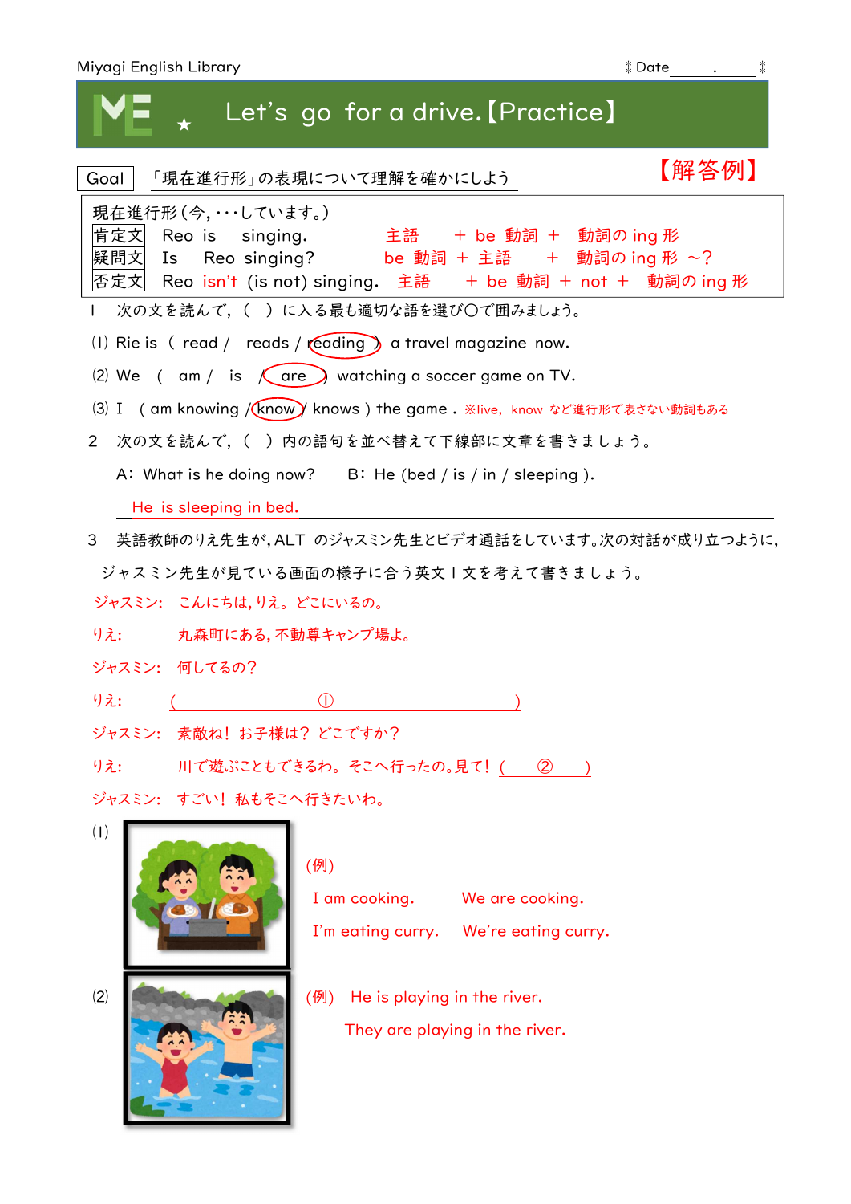Miyagi English Library　　　　　　　　　　　　　　　　　　　Date ＿＿.＿＿

# Let's go for a drive.【Practice】

【解答例】

Goal　「現在進行形」の表現について理解を確かにしよう

現在進行形（今，･･･しています。）

| | | |
|---|---|---|
| 肯定文 | Reo is singing. | 主語 ＋ be 動詞 ＋ 動詞の ing 形 |
| 疑問文 | Is Reo singing? | be 動詞 ＋ 主語 ＋ 動詞の ing 形 ～? |
| 否定文 | Reo isn't (is not) singing. | 主語 ＋ be 動詞 ＋ not ＋ 動詞の ing 形 |

1　次の文を読んで，（　）に入る最も適切な語を選び〇で囲みましょう。

(1) Rie is ( read / reads / **reading** ) a travel magazine now.

(2) We ( am / is / **are** ) watching a soccer game on TV.

(3) I ( am knowing / **know** / knows ) the game . ※live, know など進行形で表さない動詞もある

2　次の文を読んで，（　）内の語句を並べ替えて下線部に文章を書きましょう。

A: What is he doing now?　　B: He (bed / is / in / sleeping ).

He is sleeping in bed.

3　英語教師のりえ先生が，ALT のジャスミン先生とビデオ通話をしています。次の対話が成り立つように，ジャスミン先生が見ている画面の様子に合う英文 1 文を考えて書きましょう。

ジャスミン:　こんにちは，りえ。どこにいるの。

りえ:　丸森町にある，不動尊キャンプ場よ。

ジャスミン:　何してるの？

りえ:　(　①　)

ジャスミン:　素敵ね！お子様は？どこですか？

りえ:　川で遊ぶこともできるわ。そこへ行ったの。見て！(　②　)

ジャスミン:　すごい！私もそこへ行きたいわ。

(1)

(例)

I am cooking.　　We are cooking.

I'm eating curry.　　We're eating curry.

(2)

(例) He is playing in the river.

They are playing in the river.